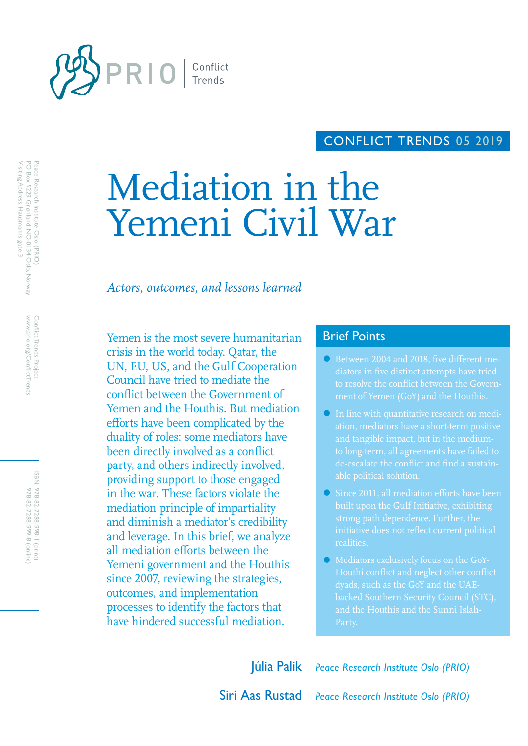PRIO | Conflict Trends

CONFLICT TRENDS 05 | 2019

Peace Research Institute Oslo (PRIO)
PO Box 9229 Grønland, NO-0134 Oslo, Norway
Visiting Address: Hausmanns gate 3

Conflict Trends Project
www.prio.org/ConflictTrends

ISBN: 978-82-7288-998-1 (print)
978-82-7288-999-8 (online)

# Mediation in the Yemeni Civil War

*Actors, outcomes, and lessons learned*

Yemen is the most severe humanitarian crisis in the world today. Qatar, the UN, EU, US, and the Gulf Cooperation Council have tried to mediate the conflict between the Government of Yemen and the Houthis. But mediation efforts have been complicated by the duality of roles: some mediators have been directly involved as a conflict party, and others indirectly involved, providing support to those engaged in the war. These factors violate the mediation principle of impartiality and diminish a mediator's credibility and leverage. In this brief, we analyze all mediation efforts between the Yemeni government and the Houthis since 2007, reviewing the strategies, outcomes, and implementation processes to identify the factors that have hindered successful mediation.

## Brief Points

- Between 2004 and 2018, five different mediators in five distinct attempts have tried to resolve the conflict between the Government of Yemen (GoY) and the Houthis.
- In line with quantitative research on mediation, mediators have a short-term positive and tangible impact, but in the medium- to long-term, all agreements have failed to de-escalate the conflict and find a sustainable political solution.
- Since 2011, all mediation efforts have been built upon the Gulf Initiative, exhibiting strong path dependence. Further, the initiative does not reflect current political realities.
- Mediators exclusively focus on the GoY-Houthi conflict and neglect other conflict dyads, such as the GoY and the UAE-backed Southern Security Council (STC), and the Houthis and the Sunni Islah-Party.

**Júlia Palik** *Peace Research Institute Oslo (PRIO)*

**Siri Aas Rustad** *Peace Research Institute Oslo (PRIO)*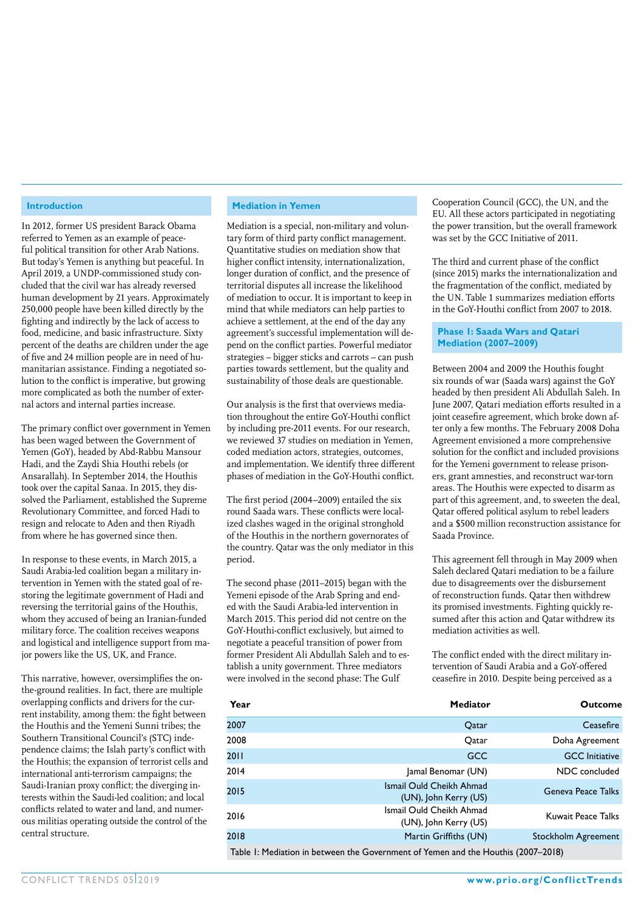## Introduction

In 2012, former US president Barack Obama referred to Yemen as an example of peaceful political transition for other Arab Nations. But today's Yemen is anything but peaceful. In April 2019, a UNDP-commissioned study concluded that the civil war has already reversed human development by 21 years. Approximately 250,000 people have been killed directly by the fighting and indirectly by the lack of access to food, medicine, and basic infrastructure. Sixty percent of the deaths are children under the age of five and 24 million people are in need of humanitarian assistance. Finding a negotiated solution to the conflict is imperative, but growing more complicated as both the number of external actors and internal parties increase.

The primary conflict over government in Yemen has been waged between the Government of Yemen (GoY), headed by Abd-Rabbu Mansour Hadi, and the Zaydi Shia Houthi rebels (or Ansarallah). In September 2014, the Houthis took over the capital Sanaa. In 2015, they dissolved the Parliament, established the Supreme Revolutionary Committee, and forced Hadi to resign and relocate to Aden and then Riyadh from where he has governed since then.

In response to these events, in March 2015, a Saudi Arabia-led coalition began a military intervention in Yemen with the stated goal of restoring the legitimate government of Hadi and reversing the territorial gains of the Houthis, whom they accused of being an Iranian-funded military force. The coalition receives weapons and logistical and intelligence support from major powers like the US, UK, and France.

This narrative, however, oversimplifies the on-the-ground realities. In fact, there are multiple overlapping conflicts and drivers for the current instability, among them: the fight between the Houthis and the Yemeni Sunni tribes; the Southern Transitional Council's (STC) independence claims; the Islah party's conflict with the Houthis; the expansion of terrorist cells and international anti-terrorism campaigns; the Saudi-Iranian proxy conflict; the diverging interests within the Saudi-led coalition; and local conflicts related to water and land, and numerous militias operating outside the control of the central structure.

## Mediation in Yemen

Mediation is a special, non-military and voluntary form of third party conflict management. Quantitative studies on mediation show that higher conflict intensity, internationalization, longer duration of conflict, and the presence of territorial disputes all increase the likelihood of mediation to occur. It is important to keep in mind that while mediators can help parties to achieve a settlement, at the end of the day any agreement's successful implementation will depend on the conflict parties. Powerful mediator strategies – bigger sticks and carrots – can push parties towards settlement, but the quality and sustainability of those deals are questionable.

Our analysis is the first that overviews mediation throughout the entire GoY-Houthi conflict by including pre-2011 events. For our research, we reviewed 37 studies on mediation in Yemen, coded mediation actors, strategies, outcomes, and implementation. We identify three different phases of mediation in the GoY-Houthi conflict.

The first period (2004–2009) entailed the six round Saada wars. These conflicts were localized clashes waged in the original stronghold of the Houthis in the northern governorates of the country. Qatar was the only mediator in this period.

The second phase (2011–2015) began with the Yemeni episode of the Arab Spring and ended with the Saudi Arabia-led intervention in March 2015. This period did not centre on the GoY-Houthi-conflict exclusively, but aimed to negotiate a peaceful transition of power from former President Ali Abdullah Saleh and to establish a unity government. Three mediators were involved in the second phase: The Gulf Cooperation Council (GCC), the UN, and the EU. All these actors participated in negotiating the power transition, but the overall framework was set by the GCC Initiative of 2011.

The third and current phase of the conflict (since 2015) marks the internationalization and the fragmentation of the conflict, mediated by the UN. Table 1 summarizes mediation efforts in the GoY-Houthi conflict from 2007 to 2018.

## Phase I: Saada Wars and Qatari Mediation (2007–2009)

Between 2004 and 2009 the Houthis fought six rounds of war (Saada wars) against the GoY headed by then president Ali Abdullah Saleh. In June 2007, Qatari mediation efforts resulted in a joint ceasefire agreement, which broke down after only a few months. The February 2008 Doha Agreement envisioned a more comprehensive solution for the conflict and included provisions for the Yemeni government to release prisoners, grant amnesties, and reconstruct war-torn areas. The Houthis were expected to disarm as part of this agreement, and, to sweeten the deal, Qatar offered political asylum to rebel leaders and a $500 million reconstruction assistance for Saada Province.

This agreement fell through in May 2009 when Saleh declared Qatari mediation to be a failure due to disagreements over the disbursement of reconstruction funds. Qatar then withdrew its promised investments. Fighting quickly resumed after this action and Qatar withdrew its mediation activities as well.

The conflict ended with the direct military intervention of Saudi Arabia and a GoY-offered ceasefire in 2010. Despite being perceived as a

| Year | Mediator | Outcome |
|---|---|---|
| 2007 | Qatar | Ceasefire |
| 2008 | Qatar | Doha Agreement |
| 2011 | GCC | GCC Initiative |
| 2014 | Jamal Benomar (UN) | NDC concluded |
| 2015 | Ismail Ould Cheikh Ahmad (UN), John Kerry (US) | Geneva Peace Talks |
| 2016 | Ismail Ould Cheikh Ahmad (UN), John Kerry (US) | Kuwait Peace Talks |
| 2018 | Martin Griffiths (UN) | Stockholm Agreement |

Table 1: Mediation in between the Government of Yemen and the Houthis (2007–2018)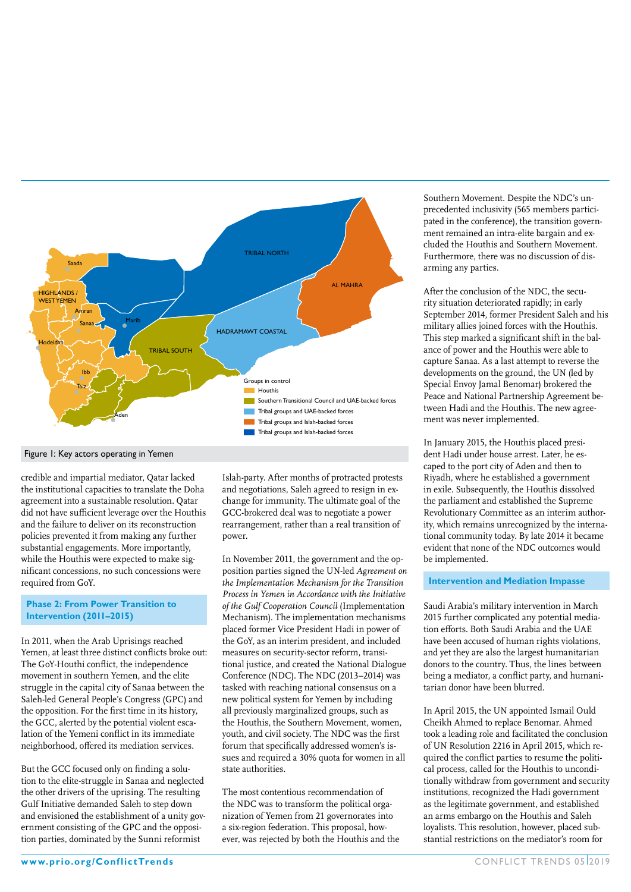Figure 1: Key actors operating in Yemen

credible and impartial mediator, Qatar lacked the institutional capacities to translate the Doha agreement into a sustainable resolution. Qatar did not have sufficient leverage over the Houthis and the failure to deliver on its reconstruction policies prevented it from making any further substantial engagements. More importantly, while the Houthis were expected to make significant concessions, no such concessions were required from GoY.

## Phase 2: From Power Transition to Intervention (2011–2015)

In 2011, when the Arab Uprisings reached Yemen, at least three distinct conflicts broke out: The GoY-Houthi conflict, the independence movement in southern Yemen, and the elite struggle in the capital city of Sanaa between the Saleh-led General People's Congress (GPC) and the opposition. For the first time in its history, the GCC, alerted by the potential violent escalation of the Yemeni conflict in its immediate neighborhood, offered its mediation services.

But the GCC focused only on finding a solution to the elite-struggle in Sanaa and neglected the other drivers of the uprising. The resulting Gulf Initiative demanded Saleh to step down and envisioned the establishment of a unity government consisting of the GPC and the opposition parties, dominated by the Sunni reformist Islah-party. After months of protracted protests and negotiations, Saleh agreed to resign in exchange for immunity. The ultimate goal of the GCC-brokered deal was to negotiate a power rearrangement, rather than a real transition of power.

In November 2011, the government and the opposition parties signed the UN-led *Agreement on the Implementation Mechanism for the Transition Process in Yemen in Accordance with the Initiative of the Gulf Cooperation Council* (Implementation Mechanism). The implementation mechanisms placed former Vice President Hadi in power of the GoY, as an interim president, and included measures on security-sector reform, transitional justice, and created the National Dialogue Conference (NDC). The NDC (2013–2014) was tasked with reaching national consensus on a new political system for Yemen by including all previously marginalized groups, such as the Houthis, the Southern Movement, women, youth, and civil society. The NDC was the first forum that specifically addressed women's issues and required a 30% quota for women in all state authorities.

The most contentious recommendation of the NDC was to transform the political organization of Yemen from 21 governorates into a six-region federation. This proposal, however, was rejected by both the Houthis and the Southern Movement. Despite the NDC's unprecedented inclusivity (565 members participated in the conference), the transition government remained an intra-elite bargain and excluded the Houthis and Southern Movement. Furthermore, there was no discussion of disarming any parties.

After the conclusion of the NDC, the security situation deteriorated rapidly; in early September 2014, former President Saleh and his military allies joined forces with the Houthis. This step marked a significant shift in the balance of power and the Houthis were able to capture Sanaa. As a last attempt to reverse the developments on the ground, the UN (led by Special Envoy Jamal Benomar) brokered the Peace and National Partnership Agreement between Hadi and the Houthis. The new agreement was never implemented.

In January 2015, the Houthis placed president Hadi under house arrest. Later, he escaped to the port city of Aden and then to Riyadh, where he established a government in exile. Subsequently, the Houthis dissolved the parliament and established the Supreme Revolutionary Committee as an interim authority, which remains unrecognized by the international community today. By late 2014 it became evident that none of the NDC outcomes would be implemented.

## Intervention and Mediation Impasse

Saudi Arabia's military intervention in March 2015 further complicated any potential mediation efforts. Both Saudi Arabia and the UAE have been accused of human rights violations, and yet they are also the largest humanitarian donors to the country. Thus, the lines between being a mediator, a conflict party, and humanitarian donor have been blurred.

In April 2015, the UN appointed Ismail Ould Cheikh Ahmed to replace Benomar. Ahmed took a leading role and facilitated the conclusion of UN Resolution 2216 in April 2015, which required the conflict parties to resume the political process, called for the Houthis to unconditionally withdraw from government and security institutions, recognized the Hadi government as the legitimate government, and established an arms embargo on the Houthis and Saleh loyalists. This resolution, however, placed substantial restrictions on the mediator's room for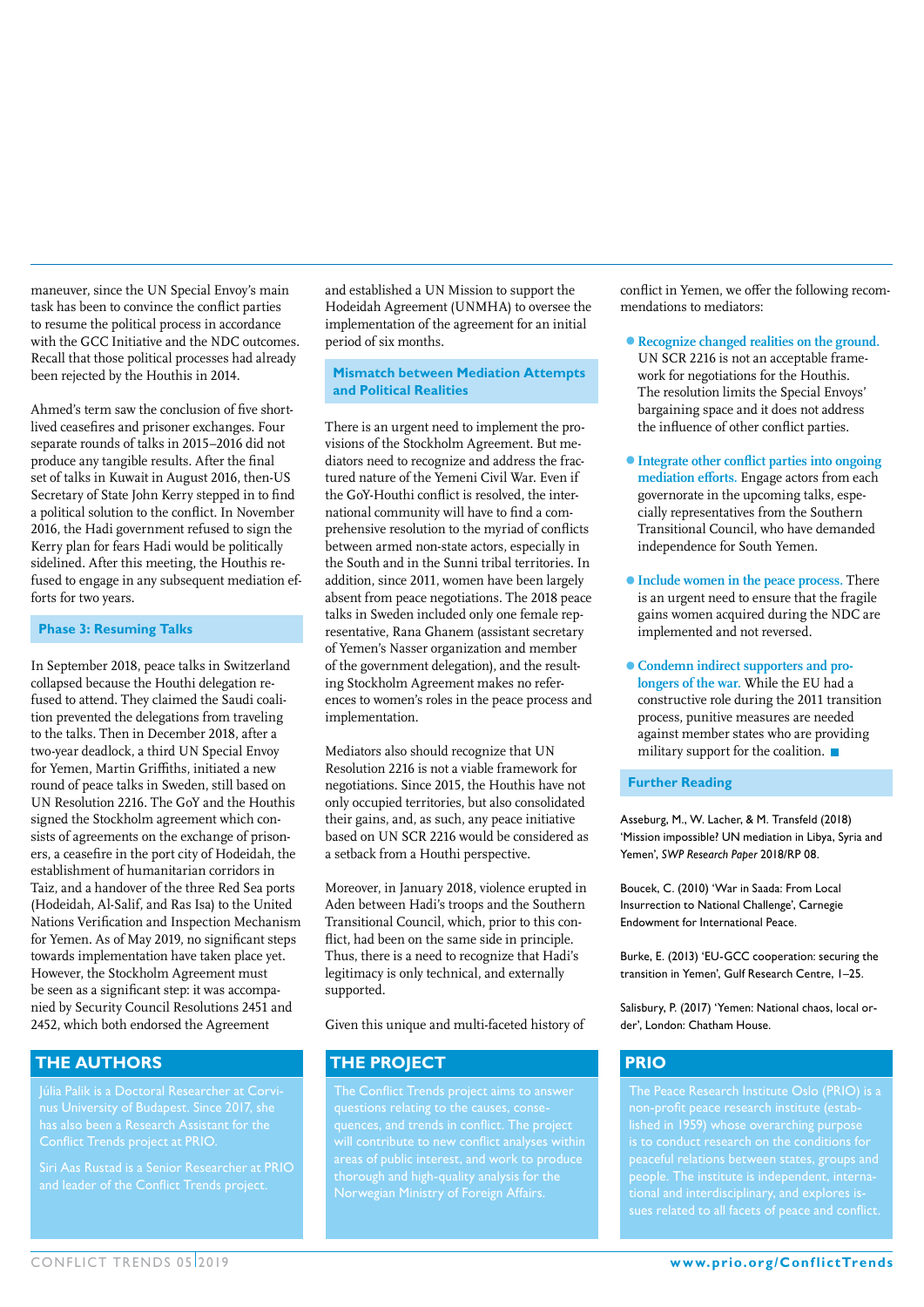maneuver, since the UN Special Envoy's main task has been to convince the conflict parties to resume the political process in accordance with the GCC Initiative and the NDC outcomes. Recall that those political processes had already been rejected by the Houthis in 2014.

Ahmed's term saw the conclusion of five short-lived ceasefires and prisoner exchanges. Four separate rounds of talks in 2015–2016 did not produce any tangible results. After the final set of talks in Kuwait in August 2016, then-US Secretary of State John Kerry stepped in to find a political solution to the conflict. In November 2016, the Hadi government refused to sign the Kerry plan for fears Hadi would be politically sidelined. After this meeting, the Houthis refused to engage in any subsequent mediation efforts for two years.

### Phase 3: Resuming Talks

In September 2018, peace talks in Switzerland collapsed because the Houthi delegation refused to attend. They claimed the Saudi coalition prevented the delegations from traveling to the talks. Then in December 2018, after a two-year deadlock, a third UN Special Envoy for Yemen, Martin Griffiths, initiated a new round of peace talks in Sweden, still based on UN Resolution 2216. The GoY and the Houthis signed the Stockholm agreement which consists of agreements on the exchange of prisoners, a ceasefire in the port city of Hodeidah, the establishment of humanitarian corridors in Taiz, and a handover of the three Red Sea ports (Hodeidah, Al-Salif, and Ras Isa) to the United Nations Verification and Inspection Mechanism for Yemen. As of May 2019, no significant steps towards implementation have taken place yet. However, the Stockholm Agreement must be seen as a significant step: it was accompanied by Security Council Resolutions 2451 and 2452, which both endorsed the Agreement and established a UN Mission to support the Hodeidah Agreement (UNMHA) to oversee the implementation of the agreement for an initial period of six months.

### Mismatch between Mediation Attempts and Political Realities

There is an urgent need to implement the provisions of the Stockholm Agreement. But mediators need to recognize and address the fractured nature of the Yemeni Civil War. Even if the GoY-Houthi conflict is resolved, the international community will have to find a comprehensive resolution to the myriad of conflicts between armed non-state actors, especially in the South and in the Sunni tribal territories. In addition, since 2011, women have been largely absent from peace negotiations. The 2018 peace talks in Sweden included only one female representative, Rana Ghanem (assistant secretary of Yemen's Nasser organization and member of the government delegation), and the resulting Stockholm Agreement makes no references to women's roles in the peace process and implementation.

Mediators also should recognize that UN Resolution 2216 is not a viable framework for negotiations. Since 2015, the Houthis have not only occupied territories, but also consolidated their gains, and, as such, any peace initiative based on UN SCR 2216 would be considered as a setback from a Houthi perspective.

Moreover, in January 2018, violence erupted in Aden between Hadi's troops and the Southern Transitional Council, which, prior to this conflict, had been on the same side in principle. Thus, there is a need to recognize that Hadi's legitimacy is only technical, and externally supported.

Given this unique and multi-faceted history of conflict in Yemen, we offer the following recommendations to mediators:

- **Recognize changed realities on the ground.** UN SCR 2216 is not an acceptable framework for negotiations for the Houthis. The resolution limits the Special Envoys' bargaining space and it does not address the influence of other conflict parties.
- **Integrate other conflict parties into ongoing mediation efforts.** Engage actors from each governorate in the upcoming talks, especially representatives from the Southern Transitional Council, who have demanded independence for South Yemen.
- **Include women in the peace process.** There is an urgent need to ensure that the fragile gains women acquired during the NDC are implemented and not reversed.
- **Condemn indirect supporters and prolongers of the war.** While the EU had a constructive role during the 2011 transition process, punitive measures are needed against member states who are providing military support for the coalition.

### Further Reading

Asseburg, M., W. Lacher, & M. Transfeld (2018) 'Mission impossible? UN mediation in Libya, Syria and Yemen', *SWP Research Paper* 2018/RP 08.

Boucek, C. (2010) 'War in Saada: From Local Insurrection to National Challenge', Carnegie Endowment for International Peace.

Burke, E. (2013) 'EU-GCC cooperation: securing the transition in Yemen', Gulf Research Centre, 1–25.

Salisbury, P. (2017) 'Yemen: National chaos, local order', London: Chatham House.

## THE AUTHORS

Júlia Palik is a Doctoral Researcher at Corvinus University of Budapest. Since 2017, she has also been a Research Assistant for the Conflict Trends project at PRIO.

Siri Aas Rustad is a Senior Researcher at PRIO and leader of the Conflict Trends project.

## THE PROJECT

The Conflict Trends project aims to answer questions relating to the causes, consequences, and trends in conflict. The project will contribute to new conflict analyses within areas of public interest, and work to produce thorough and high-quality analysis for the Norwegian Ministry of Foreign Affairs.

## PRIO

The Peace Research Institute Oslo (PRIO) is a non-profit peace research institute (established in 1959) whose overarching purpose is to conduct research on the conditions for peaceful relations between states, groups and people. The institute is independent, international and interdisciplinary, and explores issues related to all facets of peace and conflict.